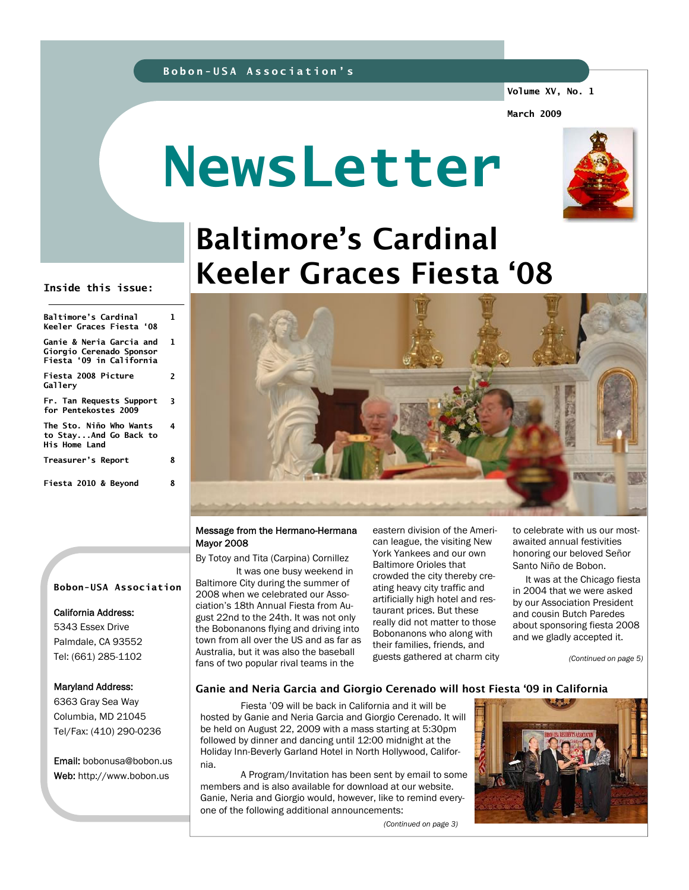Bobon-USA Association's

Volume XV, No. 1

March 2009

# NewsLetter

## Baltimore's Cardinal Keeler Graces Fiesta '08

### Message from the Hermano-Hermana Mayor 2008

By Totoy and Tita (Carpina) Cornillez

It was one busy weekend in Baltimore City during the summer of 2008 when we celebrated our Association's 18th Annual Fiesta from August 22nd to the 24th. It was not only the Bobonanons flying and driving into town from all over the US and as far as Australia, but it was also the baseball fans of two popular rival teams in the eastern division of the American league, the visiting New York Yankees and our own Baltimore Orioles that crowded the city thereby creating heavy city traffic and artificially high hotel and restaurant prices. But these really did not matter to those Bobonanons who along with their families, friends, and guests gathered at charm city to celebrate with us our most-awaited annual festivities honoring our beloved Señor Santo Niño de Bobon.

It was at the Chicago fiesta in 2004 that we were asked by our Association President and cousin Butch Paredes about sponsoring fiesta 2008 and we gladly accepted it.

*(Continued on page 5)*

## Ganie and Neria Garcia and Giorgio Cerenado will host Fiesta '09 in California

Fiesta '09 will be back in California and it will be hosted by Ganie and Neria Garcia and Giorgio Cerenado. It will be held on August 22, 2009 with a mass starting at 5:30pm followed by dinner and dancing until 12:00 midnight at the Holiday Inn-Beverly Garland Hotel in North Hollywood, California.

A Program/Invitation has been sent by email to some members and is also available for download at our website. Ganie, Neria and Giorgio would, however, like to remind everyone of the following additional announcements:

*(Continued on page 3)*

**Inside this issue:**

| | |
|---|---|
| Baltimore's Cardinal Keeler Graces Fiesta '08 | 1 |
| Ganie & Neria Garcia and Giorgio Cerenado Sponsor Fiesta '09 in California | 1 |
| Fiesta 2008 Picture Gallery | 2 |
| Fr. Tan Requests Support for Pentekostes 2009 | 3 |
| The Sto. Niño Who Wants to Stay...And Go Back to His Home Land | 4 |
| Treasurer's Report | 8 |
| Fiesta 2010 & Beyond | 8 |

**Bobon-USA Association**

California Address:
5343 Essex Drive
Palmdale, CA 93552
Tel: (661) 285-1102

Maryland Address:
6363 Gray Sea Way
Columbia, MD 21045
Tel/Fax: (410) 290-0236

Email: bobonusa@bobon.us
Web: http://www.bobon.us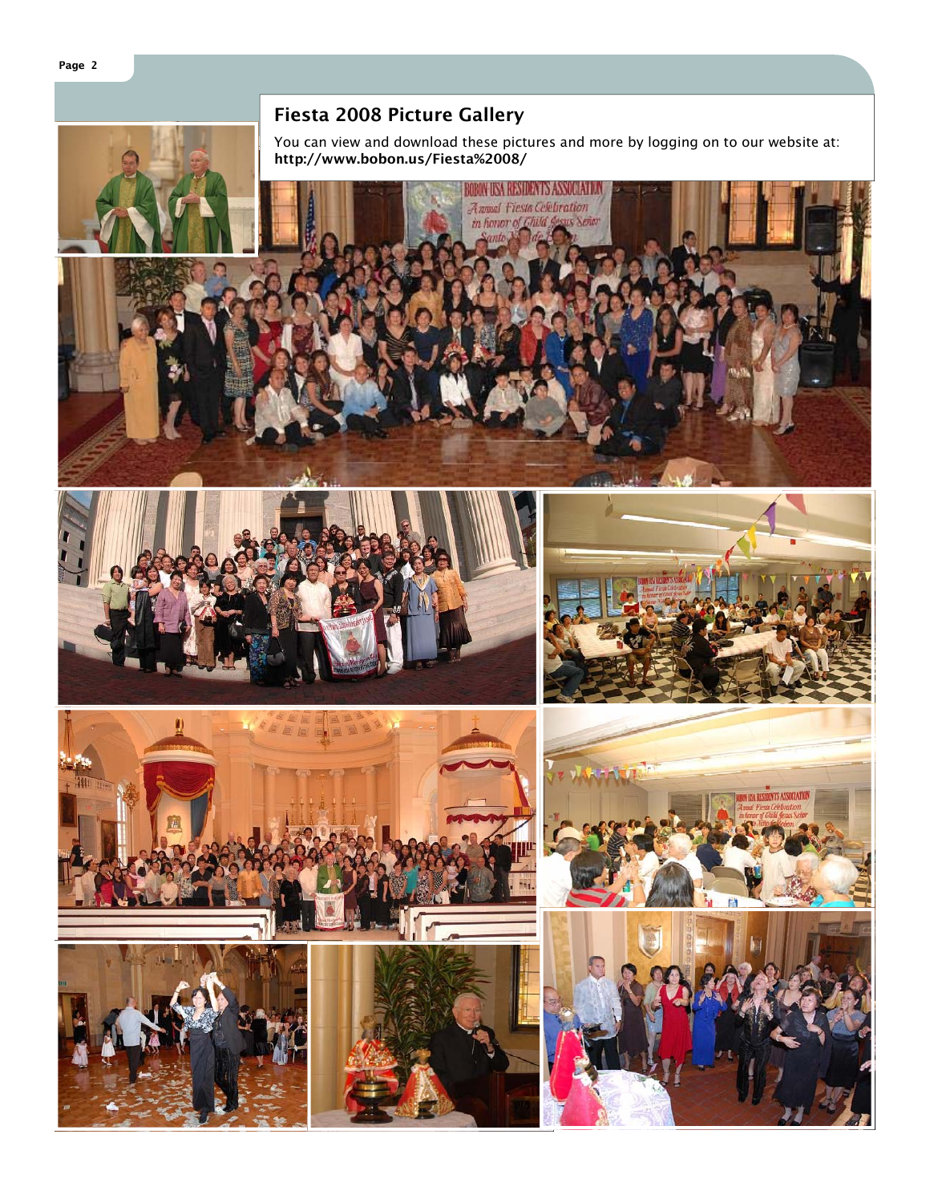## Fiesta 2008 Picture Gallery

You can view and download these pictures and more by logging on to our website at: **http://www.bobon.us/Fiesta%2008/**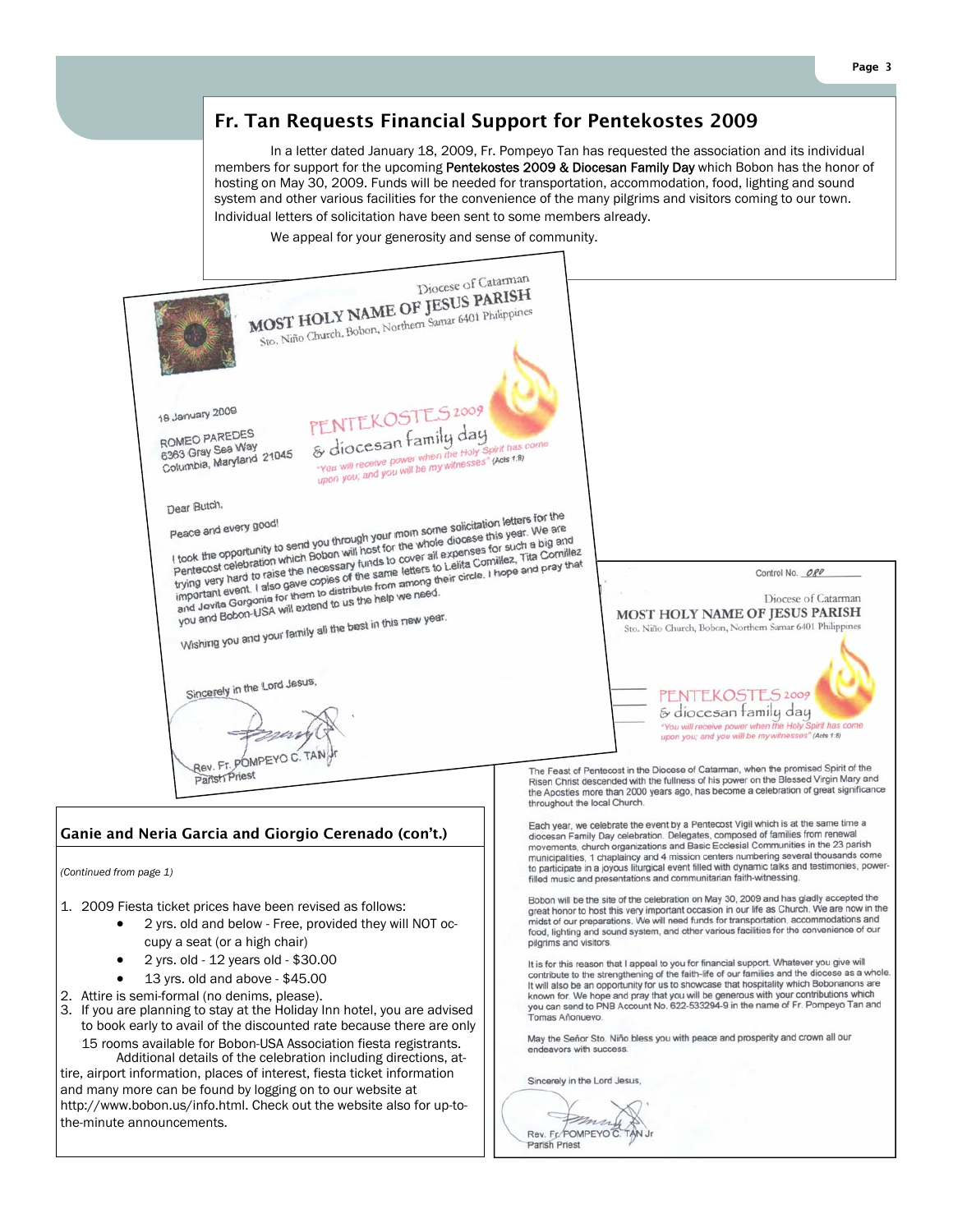## Fr. Tan Requests Financial Support for Pentekostes 2009

In a letter dated January 18, 2009, Fr. Pompeyo Tan has requested the association and its individual members for support for the upcoming **Pentekostes 2009 & Diocesan Family Day** which Bobon has the honor of hosting on May 30, 2009. Funds will be needed for transportation, accommodation, food, lighting and sound system and other various facilities for the convenience of the many pilgrims and visitors coming to our town. Individual letters of solicitation have been sent to some members already.

We appeal for your generosity and sense of community.

---

Diocese of Catarman

**MOST HOLY NAME OF JESUS PARISH**

Sto. Niño Church, Bobon, Northern Samar 6401 Philippines

PENTEKOSTES 2009
& diocesan family day
*"You will receive power when the Holy Spirit has come upon you; and you will be my witnesses"* (Acts 1:8)

18 January 2009

ROMEO PAREDES
6363 Gray Sea Way
Columbia, Maryland 21045

Dear Butch,

Peace and every good!

I took the opportunity to send you through your mom some solicitation letters for the Pentecost celebration which Bobon will host for the whole diocese this year. We are trying very hard to raise the necessary funds to cover all expenses for such a big and important event. I also gave copies of the same letters to Lelita Comillez, Tita Comillez and Jovita Gorgonia for them to distribute from among their circle. I hope and pray that you and Bobon-USA will extend to us the help we need.

Wishing you and your family all the best in this new year.

Sincerely in the Lord Jesus,

Rev. Fr. POMPEYO C. TAN Jr
Parish Priest

---

Control No. 080

Diocese of Catarman

**MOST HOLY NAME OF JESUS PARISH**

Sto. Niño Church, Bobon, Northern Samar 6401 Philippines

PENTEKOSTES 2009
& diocesan family day
*"You will receive power when the Holy Spirit has come upon you; and you will be my witnesses"* (Acts 1:8)

The Feast of Pentecost in the Diocese of Catarman, when the promised Spirit of the Risen Christ descended with the fullness of his power on the Blessed Virgin Mary and the Apostles more than 2000 years ago, has become a celebration of great significance throughout the local Church.

Each year, we celebrate the event by a Pentecost Vigil which is at the same time a diocesan Family Day celebration. Delegates, composed of families from renewal movements, church organizations and Basic Ecclesial Communities in the 23 parish municipalities, 1 chaplaincy and 4 mission centers numbering several thousands come to participate in a joyous liturgical event filled with dynamic talks and testimonies, power-filled music and presentations and communitarian faith-witnessing.

Bobon will be the site of the celebration on May 30, 2009 and has gladly accepted the great honor to host this very important occasion in our life as Church. We are now in the midst of our preparations. We will need funds for transportation, accommodations and food, lighting and sound system, and other various facilities for the convenience of our pilgrims and visitors.

It is for this reason that I appeal to you for financial support. Whatever you give will contribute to the strengthening of the faith-life of our families and the diocese as a whole. It will also be an opportunity for us to showcase that hospitality which Bobonanons are known for. We hope and pray that you will be generous with your contributions which you can send to PNB Account No. 622-533294-9 in the name of Fr. Pompeyo Tan and Tomas Añonuevo.

May the Señor Sto. Niño bless you with peace and prosperity and crown all our endeavors with success.

Sincerely in the Lord Jesus,

Rev. Fr. POMPEYO C. TAN Jr
Parish Priest

---

## Ganie and Neria Garcia and Giorgio Cerenado (con't.)

*(Continued from page 1)*

1. 2009 Fiesta ticket prices have been revised as follows:
   - 2 yrs. old and below - Free, provided they will NOT occupy a seat (or a high chair)
   - 2 yrs. old - 12 years old - $30.00
   - 13 yrs. old and above - $45.00
2. Attire is semi-formal (no denims, please).
3. If you are planning to stay at the Holiday Inn hotel, you are advised to book early to avail of the discounted rate because there are only 15 rooms available for Bobon-USA Association fiesta registrants.

Additional details of the celebration including directions, attire, airport information, places of interest, fiesta ticket information and many more can be found by logging on to our website at http://www.bobon.us/info.html. Check out the website also for up-to-the-minute announcements.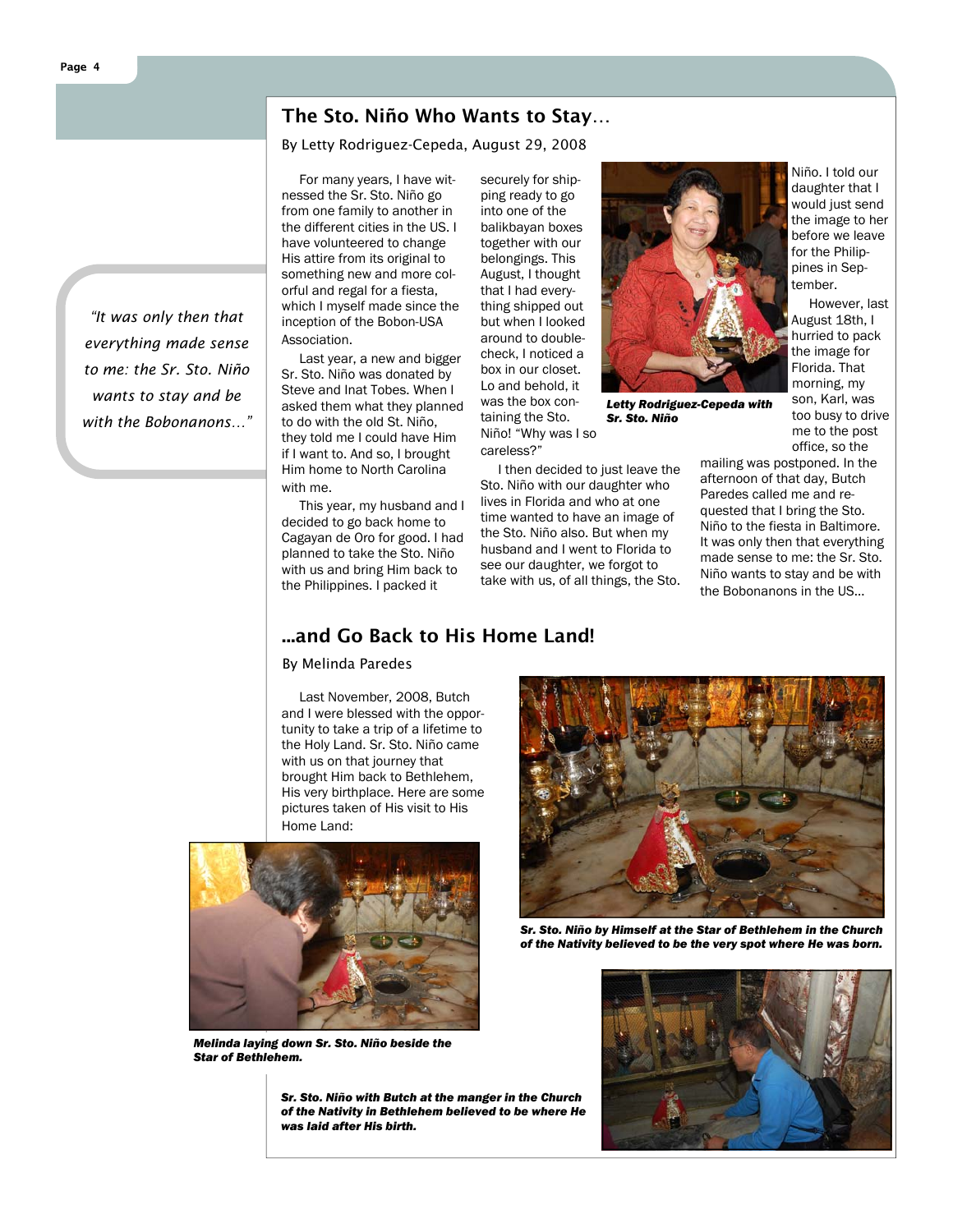## The Sto. Niño Who Wants to Stay…

By Letty Rodriguez-Cepeda, August 29, 2008

> *"It was only then that everything made sense to me: the Sr. Sto. Niño wants to stay and be with the Bobonanons…"*

For many years, I have witnessed the Sr. Sto. Niño go from one family to another in the different cities in the US. I have volunteered to change His attire from its original to something new and more colorful and regal for a fiesta, which I myself made since the inception of the Bobon-USA Association.

Last year, a new and bigger Sr. Sto. Niño was donated by Steve and Inat Tobes. When I asked them what they planned to do with the old St. Niño, they told me I could have Him if I want to. And so, I brought Him home to North Carolina with me.

This year, my husband and I decided to go back home to Cagayan de Oro for good. I had planned to take the Sto. Niño with us and bring Him back to the Philippines. I packed it securely for shipping ready to go into one of the balikbayan boxes together with our belongings. This August, I thought that I had everything shipped out but when I looked around to double-check, I noticed a box in our closet. Lo and behold, it was the box containing the Sto. Niño! "Why was I so careless?"

I then decided to just leave the Sto. Niño with our daughter who lives in Florida and who at one time wanted to have an image of the Sto. Niño also. But when my husband and I went to Florida to see our daughter, we forgot to take with us, of all things, the Sto. Niño. I told our daughter that I would just send the image to her before we leave for the Philippines in September.

*Letty Rodriguez-Cepeda with Sr. Sto. Niño*

However, last August 18th, I hurried to pack the image for Florida. That morning, my son, Karl, was too busy to drive me to the post office, so the mailing was postponed. In the afternoon of that day, Butch Paredes called me and requested that I bring the Sto. Niño to the fiesta in Baltimore. It was only then that everything made sense to me: the Sr. Sto. Niño wants to stay and be with the Bobonanons in the US…

## …and Go Back to His Home Land!

By Melinda Paredes

Last November, 2008, Butch and I were blessed with the opportunity to take a trip of a lifetime to the Holy Land. Sr. Sto. Niño came with us on that journey that brought Him back to Bethlehem, His very birthplace. Here are some pictures taken of His visit to His Home Land:

*Sr. Sto. Niño by Himself at the Star of Bethlehem in the Church of the Nativity believed to be the very spot where He was born.*

*Melinda laying down Sr. Sto. Niño beside the Star of Bethlehem.*

*Sr. Sto. Niño with Butch at the manger in the Church of the Nativity in Bethlehem believed to be where He was laid after His birth.*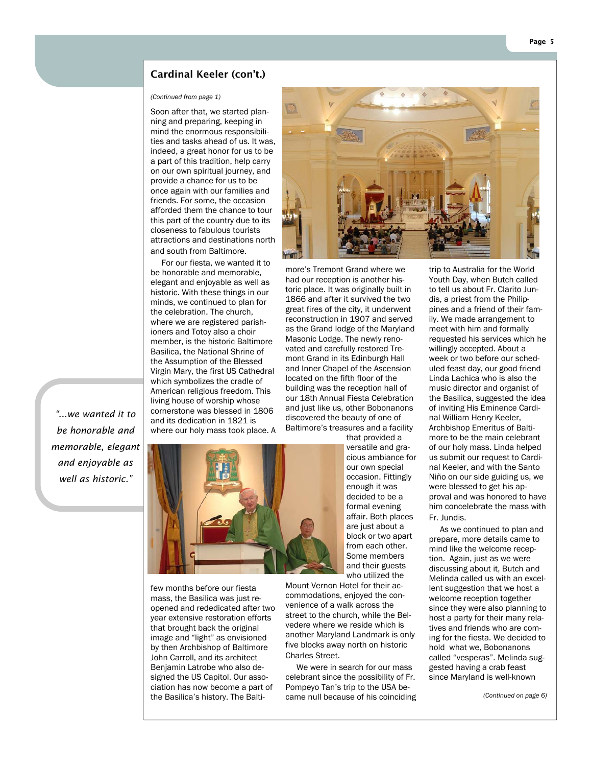## Cardinal Keeler (con't.)

*(Continued from page 1)*

Soon after that, we started planning and preparing, keeping in mind the enormous responsibilities and tasks ahead of us. It was, indeed, a great honor for us to be a part of this tradition, help carry on our own spiritual journey, and provide a chance for us to be once again with our families and friends. For some, the occasion afforded them the chance to tour this part of the country due to its closeness to fabulous tourists attractions and destinations north and south from Baltimore.

For our fiesta, we wanted it to be honorable and memorable, elegant and enjoyable as well as historic. With these things in our minds, we continued to plan for the celebration. The church, where we are registered parishioners and Totoy also a choir member, is the historic Baltimore Basilica, the National Shrine of the Assumption of the Blessed Virgin Mary, the first US Cathedral which symbolizes the cradle of American religious freedom. This living house of worship whose cornerstone was blessed in 1806 and its dedication in 1821 is where our holy mass took place. A few months before our fiesta mass, the Basilica was just reopened and rededicated after two year extensive restoration efforts that brought back the original image and "light" as envisioned by then Archbishop of Baltimore John Carroll, and its architect Benjamin Latrobe who also designed the US Capitol. Our association has now become a part of the Basilica's history. The Baltimore's Tremont Grand where we had our reception is another historic place. It was originally built in 1866 and after it survived the two great fires of the city, it underwent reconstruction in 1907 and served as the Grand lodge of the Maryland Masonic Lodge. The newly renovated and carefully restored Tremont Grand in its Edinburgh Hall and Inner Chapel of the Ascension located on the fifth floor of the building was the reception hall of our 18th Annual Fiesta Celebration and just like us, other Bobonanons discovered the beauty of one of Baltimore's treasures and a facility that provided a versatile and gracious ambiance for our own special occasion. Fittingly enough it was decided to be a formal evening affair. Both places are just about a block or two apart from each other. Some members and their guests who utilized the Mount Vernon Hotel for their accommodations, enjoyed the convenience of a walk across the street to the church, while the Belvedere where we reside which is another Maryland Landmark is only five blocks away north on historic Charles Street.

> *"...we wanted it to be honorable and memorable, elegant and enjoyable as well as historic."*

We were in search for our mass celebrant since the possibility of Fr. Pompeyo Tan's trip to the USA became null because of his coinciding trip to Australia for the World Youth Day, when Butch called to tell us about Fr. Clarito Jundis, a priest from the Philippines and a friend of their family. We made arrangement to meet with him and formally requested his services which he willingly accepted. About a week or two before our scheduled feast day, our good friend Linda Lachica who is also the music director and organist of the Basilica, suggested the idea of inviting His Eminence Cardinal William Henry Keeler, Archbishop Emeritus of Baltimore to be the main celebrant of our holy mass. Linda helped us submit our request to Cardinal Keeler, and with the Santo Niño on our side guiding us, we were blessed to get his approval and was honored to have him concelebrate the mass with Fr. Jundis.

As we continued to plan and prepare, more details came to mind like the welcome reception. Again, just as we were discussing about it, Butch and Melinda called us with an excellent suggestion that we host a welcome reception together since they were also planning to host a party for their many relatives and friends who are coming for the fiesta. We decided to hold what we, Bobonanons called "vesperas". Melinda suggested having a crab feast since Maryland is well-known

*(Continued on page 6)*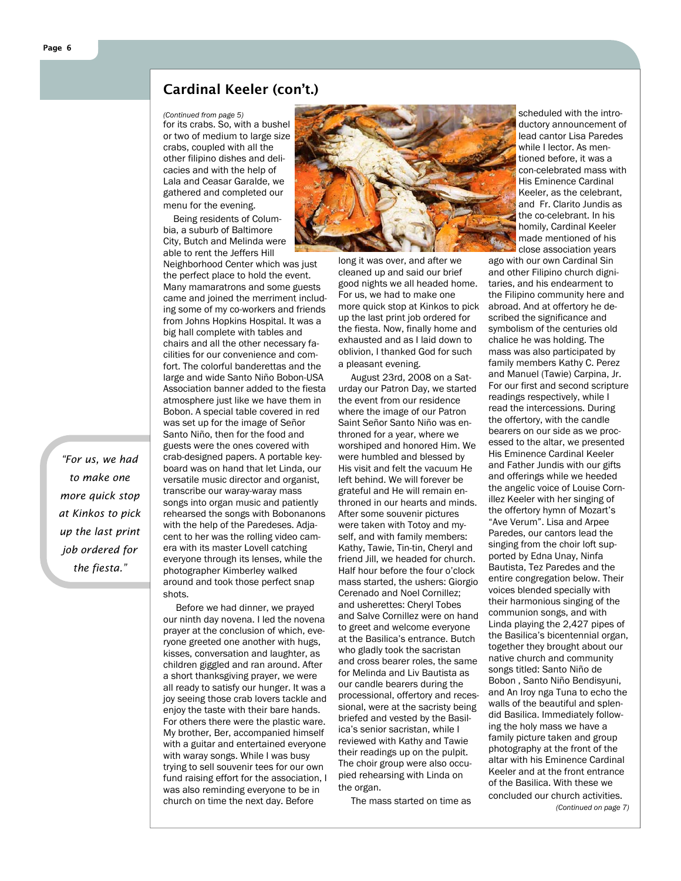## Cardinal Keeler (con't.)

*(Continued from page 5)*

for its crabs. So, with a bushel or two of medium to large size crabs, coupled with all the other filipino dishes and delicacies and with the help of Lala and Ceasar Garalde, we gathered and completed our menu for the evening.

Being residents of Columbia, a suburb of Baltimore City, Butch and Melinda were able to rent the Jeffers Hill Neighborhood Center which was just the perfect place to hold the event. Many mamaratrons and some guests came and joined the merriment including some of my co-workers and friends from Johns Hopkins Hospital. It was a big hall complete with tables and chairs and all the other necessary facilities for our convenience and comfort. The colorful banderettas and the large and wide Santo Niño Bobon-USA Association banner added to the fiesta atmosphere just like we have them in Bobon. A special table covered in red was set up for the image of Señor Santo Niño, then for the food and guests were the ones covered with crab-designed papers. A portable keyboard was on hand that let Linda, our versatile music director and organist, transcribe our waray-waray mass songs into organ music and patiently rehearsed the songs with Bobonanons with the help of the Paredeses. Adjacent to her was the rolling video camera with its master Lovell catching everyone through its lenses, while the photographer Kimberley walked around and took those perfect snap shots.

Before we had dinner, we prayed our ninth day novena. I led the novena prayer at the conclusion of which, everyone greeted one another with hugs, kisses, conversation and laughter, as children giggled and ran around. After a short thanksgiving prayer, we were all ready to satisfy our hunger. It was a joy seeing those crab lovers tackle and enjoy the taste with their bare hands. For others there were the plastic ware. My brother, Ber, accompanied himself with a guitar and entertained everyone with waray songs. While I was busy trying to sell souvenir tees for our own fund raising effort for the association, I was also reminding everyone to be in church on time the next day. Before long it was over, and after we cleaned up and said our brief good nights we all headed home. For us, we had to make one more quick stop at Kinkos to pick up the last print job ordered for the fiesta. Now, finally home and exhausted and as I laid down to oblivion, I thanked God for such a pleasant evening.

> *"For us, we had to make one more quick stop at Kinkos to pick up the last print job ordered for the fiesta."*

August 23rd, 2008 on a Saturday our Patron Day, we started the event from our residence where the image of our Patron Saint Señor Santo Niño was enthroned for a year, where we worshiped and honored Him. We were humbled and blessed by His visit and felt the vacuum He left behind. We will forever be grateful and He will remain enthroned in our hearts and minds. After some souvenir pictures were taken with Totoy and myself, and with family members: Kathy, Tawie, Tin-tin, Cheryl and friend Jill, we headed for church. Half hour before the four o'clock mass started, the ushers: Giorgio Cerenado and Noel Cornillez; and usherettes: Cheryl Tobes and Salve Cornillez were on hand to greet and welcome everyone at the Basilica's entrance. Butch who gladly took the sacristan and cross bearer roles, the same for Melinda and Liv Bautista as our candle bearers during the processional, offertory and recessional, were at the sacristy being briefed and vested by the Basilica's senior sacristan, while I reviewed with Kathy and Tawie their readings up on the pulpit. The choir group were also occupied rehearsing with Linda on the organ.

The mass started on time as scheduled with the introductory announcement of lead cantor Lisa Paredes while I lector. As mentioned before, it was a con-celebrated mass with His Eminence Cardinal Keeler, as the celebrant, and Fr. Clarito Jundis as the co-celebrant. In his homily, Cardinal Keeler made mentioned of his close association years ago with our own Cardinal Sin and other Filipino church dignitaries, and his endearment to the Filipino community here and abroad. And at offertory he described the significance and symbolism of the centuries old chalice he was holding. The mass was also participated by family members Kathy C. Perez and Manuel (Tawie) Carpina, Jr. For our first and second scripture readings respectively, while I read the intercessions. During the offertory, with the candle bearers on our side as we processed to the altar, we presented His Eminence Cardinal Keeler and Father Jundis with our gifts and offerings while we heeded the angelic voice of Louise Cornillez Keeler with her singing of the offertory hymn of Mozart's "Ave Verum". Lisa and Arpee Paredes, our cantors lead the singing from the choir loft supported by Edna Unay, Ninfa Bautista, Tez Paredes and the entire congregation below. Their voices blended specially with their harmonious singing of the communion songs, and with Linda playing the 2,427 pipes of the Basilica's bicentennial organ, together they brought about our native church and community songs titled: Santo Niño de Bobon , Santo Niño Bendisyuni, and An Iroy nga Tuna to echo the walls of the beautiful and splendid Basilica. Immediately following the holy mass we have a family picture taken and group photography at the front of the altar with his Eminence Cardinal Keeler and at the front entrance of the Basilica. With these we concluded our church activities.

*(Continued on page 7)*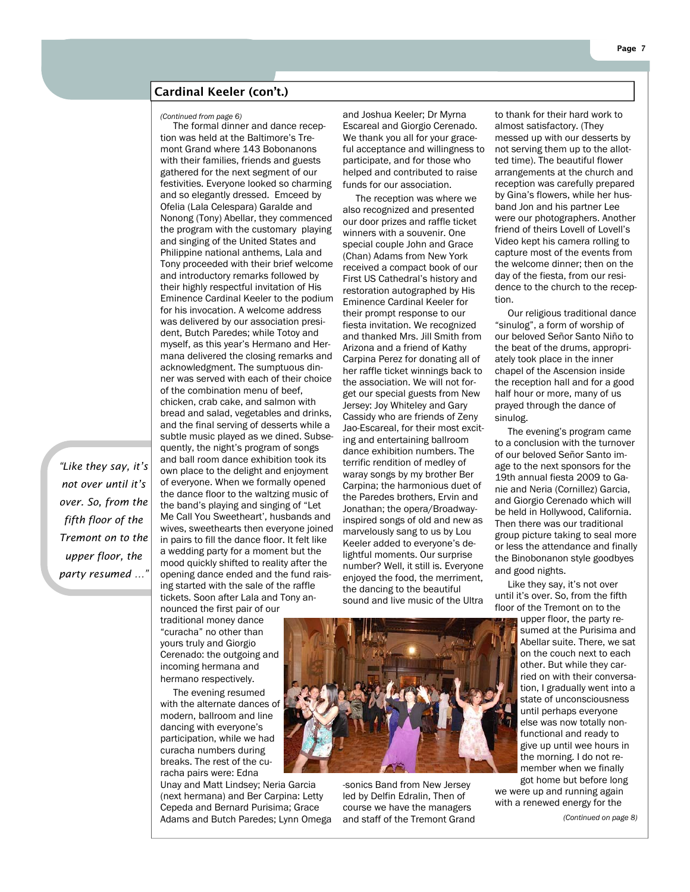## Cardinal Keeler (con't.)

*(Continued from page 6)*

The formal dinner and dance reception was held at the Baltimore's Tremont Grand where 143 Bobonanons with their families, friends and guests gathered for the next segment of our festivities. Everyone looked so charming and so elegantly dressed. Emceed by Ofelia (Lala Celespara) Garalde and Nonong (Tony) Abellar, they commenced the program with the customary playing and singing of the United States and Philippine national anthems, Lala and Tony proceeded with their brief welcome and introductory remarks followed by their highly respectful invitation of His Eminence Cardinal Keeler to the podium for his invocation. A welcome address was delivered by our association president, Butch Paredes; while Totoy and myself, as this year's Hermano and Hermana delivered the closing remarks and acknowledgment. The sumptuous dinner was served with each of their choice of the combination menu of beef, chicken, crab cake, and salmon with bread and salad, vegetables and drinks, and the final serving of desserts while a subtle music played as we dined. Subsequently, the night's program of songs and ball room dance exhibition took its own place to the delight and enjoyment of everyone. When we formally opened the dance floor to the waltzing music of the band's playing and singing of "Let Me Call You Sweetheart', husbands and wives, sweethearts then everyone joined in pairs to fill the dance floor. It felt like a wedding party for a moment but the mood quickly shifted to reality after the opening dance ended and the fund raising started with the sale of the raffle tickets. Soon after Lala and Tony announced the first pair of our traditional money dance "curacha" no other than yours truly and Giorgio Cerenado: the outgoing and incoming hermana and hermano respectively.

The evening resumed with the alternate dances of modern, ballroom and line dancing with everyone's participation, while we had curacha numbers during breaks. The rest of the curacha pairs were: Edna Unay and Matt Lindsey; Neria Garcia (next hermana) and Ber Carpina: Letty Cepeda and Bernard Purisima; Grace Adams and Butch Paredes; Lynn Omega and Joshua Keeler; Dr Myrna Escareal and Giorgio Cerenado. We thank you all for your graceful acceptance and willingness to participate, and for those who helped and contributed to raise funds for our association.

The reception was where we also recognized and presented our door prizes and raffle ticket winners with a souvenir. One special couple John and Grace (Chan) Adams from New York received a compact book of our First US Cathedral's history and restoration autographed by His Eminence Cardinal Keeler for their prompt response to our fiesta invitation. We recognized and thanked Mrs. Jill Smith from Arizona and a friend of Kathy Carpina Perez for donating all of her raffle ticket winnings back to the association. We will not forget our special guests from New Jersey: Joy Whiteley and Gary Cassidy who are friends of Zeny Jao-Escareal, for their most exciting and entertaining ballroom dance exhibition numbers. The terrific rendition of medley of waray songs by my brother Ber Carpina; the harmonious duet of the Paredes brothers, Ervin and Jonathan; the opera/Broadway-inspired songs of old and new as marvelously sang to us by Lou Keeler added to everyone's delightful moments. Our surprise number? Well, it still is. Everyone enjoyed the food, the merriment, the dancing to the beautiful sound and live music of the Ultra-sonics Band from New Jersey led by Delfin Edralin, Then of course we have the managers and staff of the Tremont Grand to thank for their hard work to almost satisfactory. (They messed up with our desserts by not serving them up to the allotted time). The beautiful flower arrangements at the church and reception was carefully prepared by Gina's flowers, while her husband Jon and his partner Lee were our photographers. Another friend of theirs Lovell of Lovell's Video kept his camera rolling to capture most of the events from the welcome dinner; then on the day of the fiesta, from our residence to the church to the reception.

Our religious traditional dance "sinulog", a form of worship of our beloved Señor Santo Niño to the beat of the drums, appropriately took place in the inner chapel of the Ascension inside the reception hall and for a good half hour or more, many of us prayed through the dance of sinulog.

The evening's program came to a conclusion with the turnover of our beloved Señor Santo image to the next sponsors for the 19th annual fiesta 2009 to Ganie and Neria (Cornillez) Garcia, and Giorgio Cerenado which will be held in Hollywood, California. Then there was our traditional group picture taking to seal more or less the attendance and finally the Binobonanon style goodbyes and good nights.

Like they say, it's not over until it's over. So, from the fifth floor of the Tremont on to the upper floor, the party resumed at the Purisima and Abellar suite. There, we sat on the couch next to each other. But while they carried on with their conversation, I gradually went into a state of unconsciousness until perhaps everyone else was now totally non-functional and ready to give up until wee hours in the morning. I do not remember when we finally got home but before long we were up and running again with a renewed energy for the

*(Continued on page 8)*

> *"Like they say, it's not over until it's over. So, from the fifth floor of the Tremont on to the upper floor, the party resumed …"*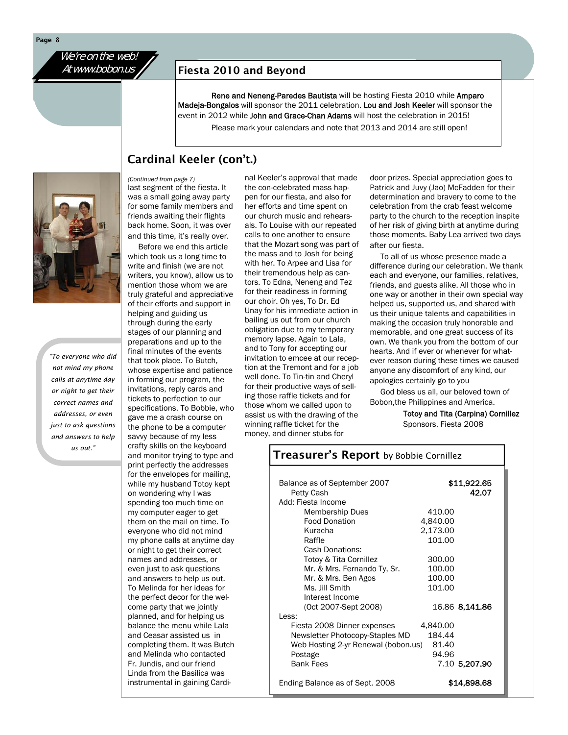We're on the web!
At www.bobon.us

## Fiesta 2010 and Beyond

**Rene and Neneng-Paredes Bautista** will be hosting Fiesta 2010 while **Amparo Madeja-Bongalos** will sponsor the 2011 celebration. **Lou and Josh Keeler** will sponsor the event in 2012 while **John and Grace-Chan Adams** will host the celebration in 2015!

Please mark your calendars and note that 2013 and 2014 are still open!

## Cardinal Keeler (con't.)

*(Continued from page 7)*

last segment of the fiesta. It was a small going away party for some family members and friends awaiting their flights back home. Soon, it was over and this time, it's really over.

Before we end this article which took us a long time to write and finish (we are not writers, you know), allow us to mention those whom we are truly grateful and appreciative of their efforts and support in helping and guiding us through during the early stages of our planning and preparations and up to the final minutes of the events that took place. To Butch, whose expertise and patience in forming our program, the invitations, reply cards and tickets to perfection to our specifications. To Bobbie, who gave me a crash course on the phone to be a computer savvy because of my less crafty skills on the keyboard and monitor trying to type and print perfectly the addresses for the envelopes for mailing, while my husband Totoy kept on wondering why I was spending too much time on my computer eager to get them on the mail on time. To everyone who did not mind my phone calls at anytime day or night to get their correct names and addresses, or even just to ask questions and answers to help us out. To Melinda for her ideas for the perfect decor for the welcome party that we jointly planned, and for helping us balance the menu while Lala and Ceasar assisted us in completing them. It was Butch and Melinda who contacted Fr. Jundis, and our friend Linda from the Basilica was instrumental in gaining Cardinal Keeler's approval that made the con-celebrated mass happen for our fiesta, and also for her efforts and time spent on our church music and rehearsals. To Louise with our repeated calls to one another to ensure that the Mozart song was part of the mass and to Josh for being with her. To Arpee and Lisa for their tremendous help as cantors. To Edna, Neneng and Tez for their readiness in forming our choir. Oh yes, To Dr. Ed Unay for his immediate action in bailing us out from our church obligation due to my temporary memory lapse. Again to Lala, and to Tony for accepting our invitation to emcee at our reception at the Tremont and for a job well done. To Tin-tin and Cheryl for their productive ways of selling those raffle tickets and for those whom we called upon to assist us with the drawing of the winning raffle ticket for the money, and dinner stubs for door prizes. Special appreciation goes to Patrick and Juvy (Jao) McFadden for their determination and bravery to come to the celebration from the crab feast welcome party to the church to the reception inspite of her risk of giving birth at anytime during those moments. Baby Lea arrived two days after our fiesta.

*"To everyone who did not mind my phone calls at anytime day or night to get their correct names and addresses, or even just to ask questions and answers to help us out."*

To all of us whose presence made a difference during our celebration. We thank each and everyone, our families, relatives, friends, and guests alike. All those who in one way or another in their own special way helped us, supported us, and shared with us their unique talents and capabilities in making the occasion truly honorable and memorable, and one great success of its own. We thank you from the bottom of our hearts. And if ever or whenever for whatever reason during these times we caused anyone any discomfort of any kind, our apologies certainly go to you

God bless us all, our beloved town of Bobon,the Philippines and America.

**Totoy and Tita (Carpina) Cornillez**
Sponsors, Fiesta 2008

## Treasurer's Report by Bobbie Cornillez

| | | |
|---|---|---|
| Balance as of September 2007 | | **$11,922.65** |
| Petty Cash | | **42.07** |
| Add: Fiesta Income | | |
| Membership Dues | 410.00 | |
| Food Donation | 4,840.00 | |
| Kuracha | 2,173.00 | |
| Raffle | 101.00 | |
| Cash Donations: | | |
| Totoy & Tita Cornillez | 300.00 | |
| Mr. & Mrs. Fernando Ty, Sr. | 100.00 | |
| Mr. & Mrs. Ben Agos | 100.00 | |
| Ms. Jill Smith | 101.00 | |
| Interest Income | | |
| (Oct 2007-Sept 2008) | 16.86 | **8,141.86** |
| Less: | | |
| Fiesta 2008 Dinner expenses | 4,840.00 | |
| Newsletter Photocopy-Staples MD | 184.44 | |
| Web Hosting 2-yr Renewal (bobon.us) | 81.40 | |
| Postage | 94.96 | |
| Bank Fees | 7.10 | **5,207.90** |
| Ending Balance as of Sept. 2008 | | **$14,898.68** |